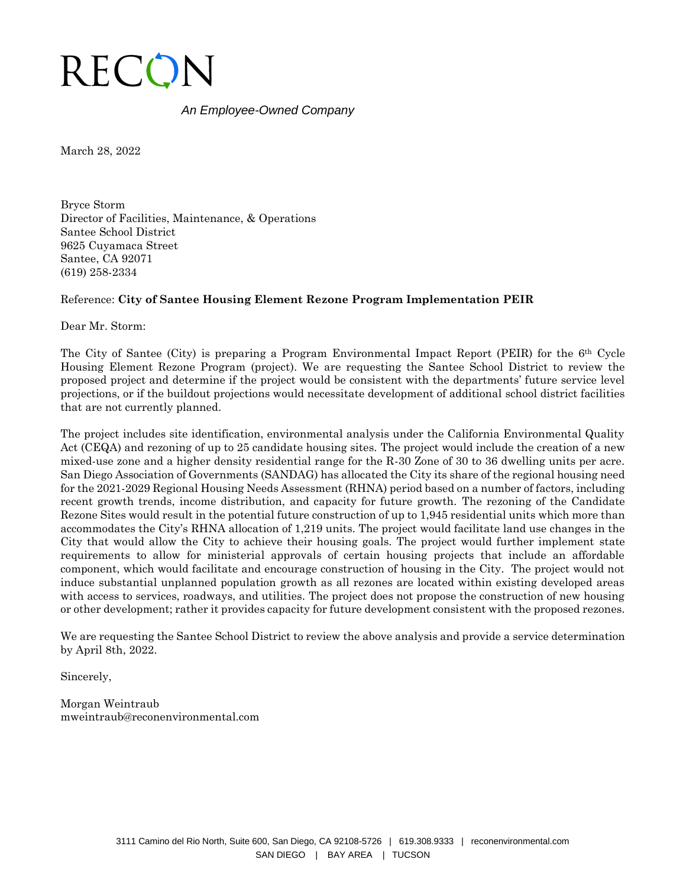# RECON

*An Employee-Owned Company*

March 28, 2022

Bryce Storm
Director of Facilities, Maintenance, & Operations
Santee School District
9625 Cuyamaca Street
Santee, CA 92071
(619) 258-2334

Reference: **City of Santee Housing Element Rezone Program Implementation PEIR**

Dear Mr. Storm:

The City of Santee (City) is preparing a Program Environmental Impact Report (PEIR) for the 6th Cycle Housing Element Rezone Program (project). We are requesting the Santee School District to review the proposed project and determine if the project would be consistent with the departments' future service level projections, or if the buildout projections would necessitate development of additional school district facilities that are not currently planned.

The project includes site identification, environmental analysis under the California Environmental Quality Act (CEQA) and rezoning of up to 25 candidate housing sites. The project would include the creation of a new mixed-use zone and a higher density residential range for the R-30 Zone of 30 to 36 dwelling units per acre. San Diego Association of Governments (SANDAG) has allocated the City its share of the regional housing need for the 2021-2029 Regional Housing Needs Assessment (RHNA) period based on a number of factors, including recent growth trends, income distribution, and capacity for future growth. The rezoning of the Candidate Rezone Sites would result in the potential future construction of up to 1,945 residential units which more than accommodates the City's RHNA allocation of 1,219 units. The project would facilitate land use changes in the City that would allow the City to achieve their housing goals. The project would further implement state requirements to allow for ministerial approvals of certain housing projects that include an affordable component, which would facilitate and encourage construction of housing in the City. The project would not induce substantial unplanned population growth as all rezones are located within existing developed areas with access to services, roadways, and utilities. The project does not propose the construction of new housing or other development; rather it provides capacity for future development consistent with the proposed rezones.

We are requesting the Santee School District to review the above analysis and provide a service determination by April 8th, 2022.

Sincerely,

Morgan Weintraub
mweintraub@reconenvironmental.com

3111 Camino del Rio North, Suite 600, San Diego, CA 92108-5726 | 619.308.9333 | reconenvironmental.com
SAN DIEGO | BAY AREA | TUCSON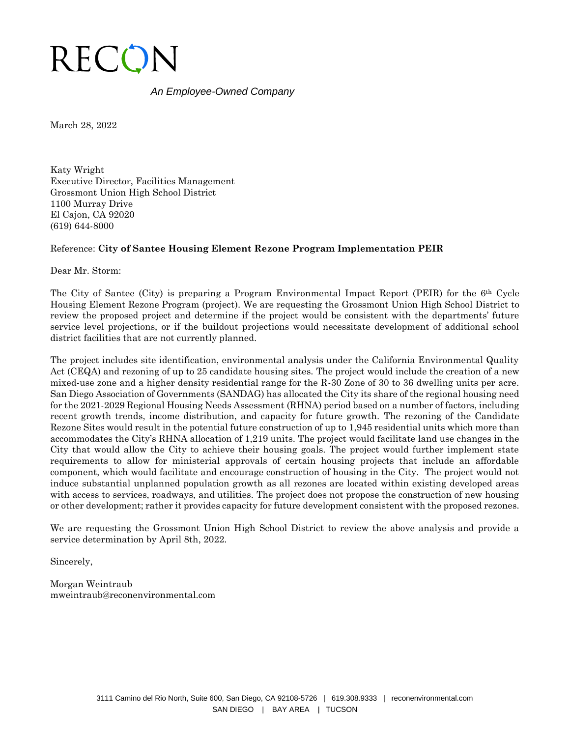RECON

*An Employee-Owned Company*

March 28, 2022

Katy Wright
Executive Director, Facilities Management
Grossmont Union High School District
1100 Murray Drive
El Cajon, CA 92020
(619) 644-8000

Reference: **City of Santee Housing Element Rezone Program Implementation PEIR**

Dear Mr. Storm:

The City of Santee (City) is preparing a Program Environmental Impact Report (PEIR) for the 6th Cycle Housing Element Rezone Program (project). We are requesting the Grossmont Union High School District to review the proposed project and determine if the project would be consistent with the departments' future service level projections, or if the buildout projections would necessitate development of additional school district facilities that are not currently planned.

The project includes site identification, environmental analysis under the California Environmental Quality Act (CEQA) and rezoning of up to 25 candidate housing sites. The project would include the creation of a new mixed-use zone and a higher density residential range for the R-30 Zone of 30 to 36 dwelling units per acre. San Diego Association of Governments (SANDAG) has allocated the City its share of the regional housing need for the 2021-2029 Regional Housing Needs Assessment (RHNA) period based on a number of factors, including recent growth trends, income distribution, and capacity for future growth. The rezoning of the Candidate Rezone Sites would result in the potential future construction of up to 1,945 residential units which more than accommodates the City's RHNA allocation of 1,219 units. The project would facilitate land use changes in the City that would allow the City to achieve their housing goals. The project would further implement state requirements to allow for ministerial approvals of certain housing projects that include an affordable component, which would facilitate and encourage construction of housing in the City. The project would not induce substantial unplanned population growth as all rezones are located within existing developed areas with access to services, roadways, and utilities. The project does not propose the construction of new housing or other development; rather it provides capacity for future development consistent with the proposed rezones.

We are requesting the Grossmont Union High School District to review the above analysis and provide a service determination by April 8th, 2022.

Sincerely,

Morgan Weintraub
mweintraub@reconenvironmental.com

3111 Camino del Rio North, Suite 600, San Diego, CA 92108-5726 | 619.308.9333 | reconenvironmental.com
SAN DIEGO | BAY AREA | TUCSON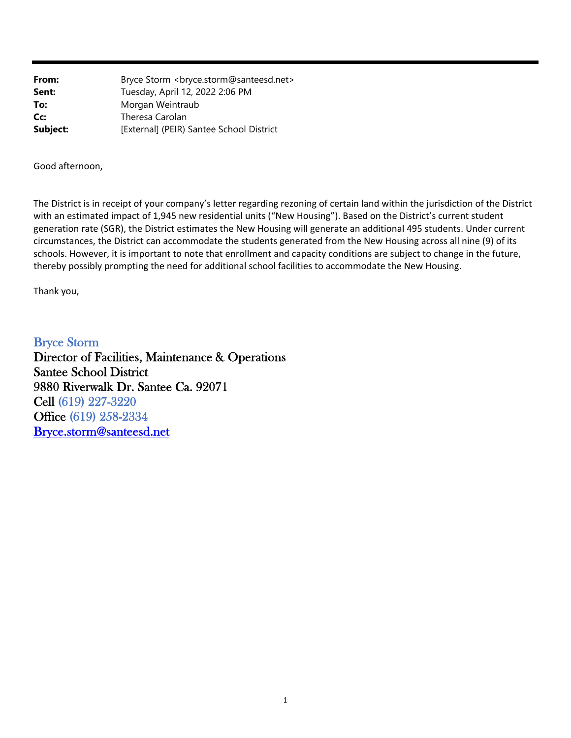**From:** Bryce Storm <bryce.storm@santeesd.net>
**Sent:** Tuesday, April 12, 2022 2:06 PM
**To:** Morgan Weintraub
**Cc:** Theresa Carolan
**Subject:** [External] (PEIR) Santee School District

Good afternoon,

The District is in receipt of your company's letter regarding rezoning of certain land within the jurisdiction of the District with an estimated impact of 1,945 new residential units ("New Housing"). Based on the District's current student generation rate (SGR), the District estimates the New Housing will generate an additional 495 students. Under current circumstances, the District can accommodate the students generated from the New Housing across all nine (9) of its schools. However, it is important to note that enrollment and capacity conditions are subject to change in the future, thereby possibly prompting the need for additional school facilities to accommodate the New Housing.

Thank you,

Bryce Storm
Director of Facilities, Maintenance & Operations
Santee School District
9880 Riverwalk Dr. Santee Ca. 92071
Cell (619) 227-3220
Office (619) 258-2334
Bryce.storm@santeesd.net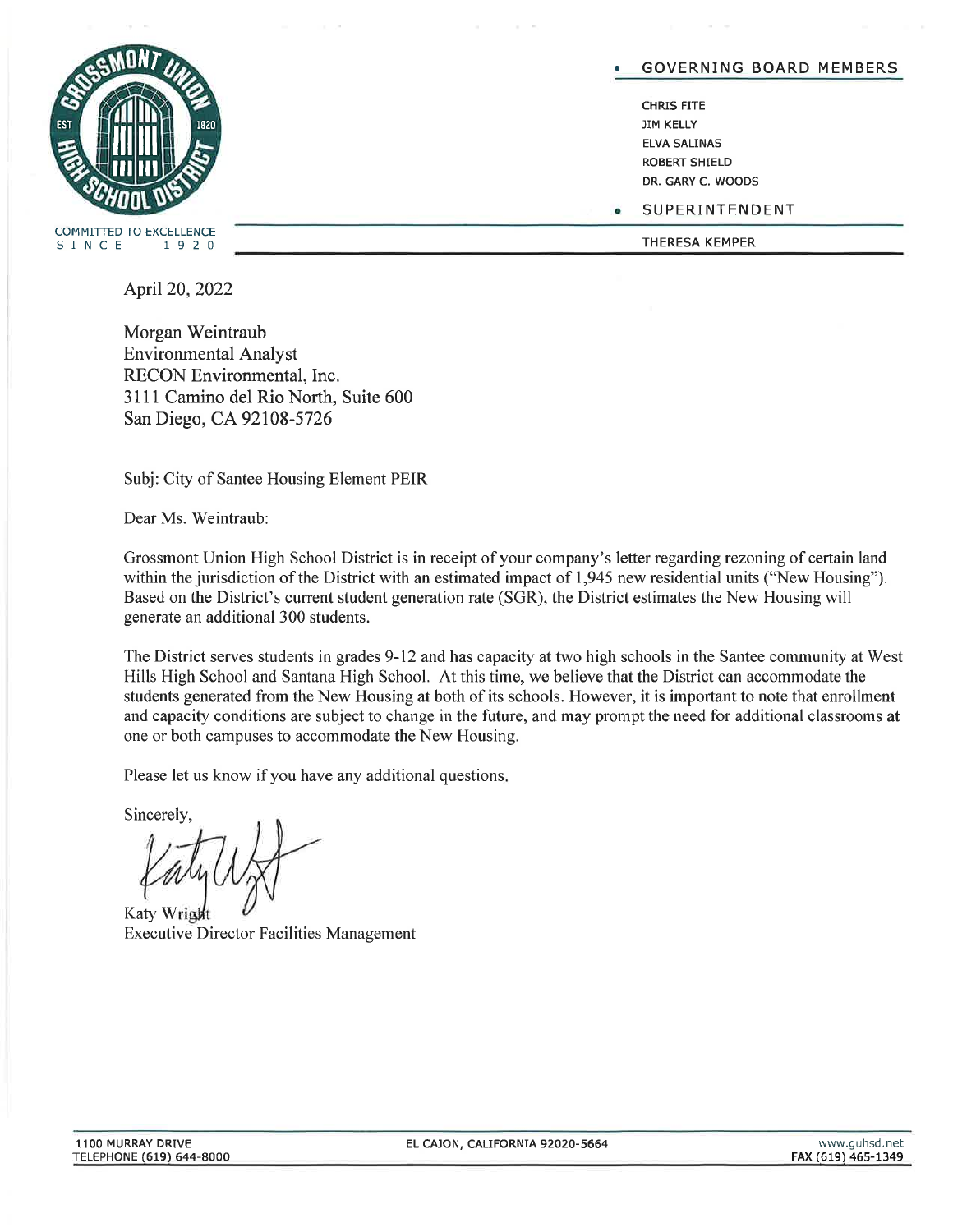COMMITTED TO EXCELLENCE SINCE 1920

**GOVERNING BOARD MEMBERS**

CHRIS FITE
JIM KELLY
ELVA SALINAS
ROBERT SHIELD
DR. GARY C. WOODS

**SUPERINTENDENT**

THERESA KEMPER

April 20, 2022

Morgan Weintraub
Environmental Analyst
RECON Environmental, Inc.
3111 Camino del Rio North, Suite 600
San Diego, CA 92108-5726

Subj: City of Santee Housing Element PEIR

Dear Ms. Weintraub:

Grossmont Union High School District is in receipt of your company's letter regarding rezoning of certain land within the jurisdiction of the District with an estimated impact of 1,945 new residential units ("New Housing"). Based on the District's current student generation rate (SGR), the District estimates the New Housing will generate an additional 300 students.

The District serves students in grades 9-12 and has capacity at two high schools in the Santee community at West Hills High School and Santana High School. At this time, we believe that the District can accommodate the students generated from the New Housing at both of its schools. However, it is important to note that enrollment and capacity conditions are subject to change in the future, and may prompt the need for additional classrooms at one or both campuses to accommodate the New Housing.

Please let us know if you have any additional questions.

Sincerely,

Katy Wright
Executive Director Facilities Management

1100 MURRAY DRIVE
TELEPHONE (619) 644-8000

EL CAJON, CALIFORNIA 92020-5664

www.guhsd.net
FAX (619) 465-1349